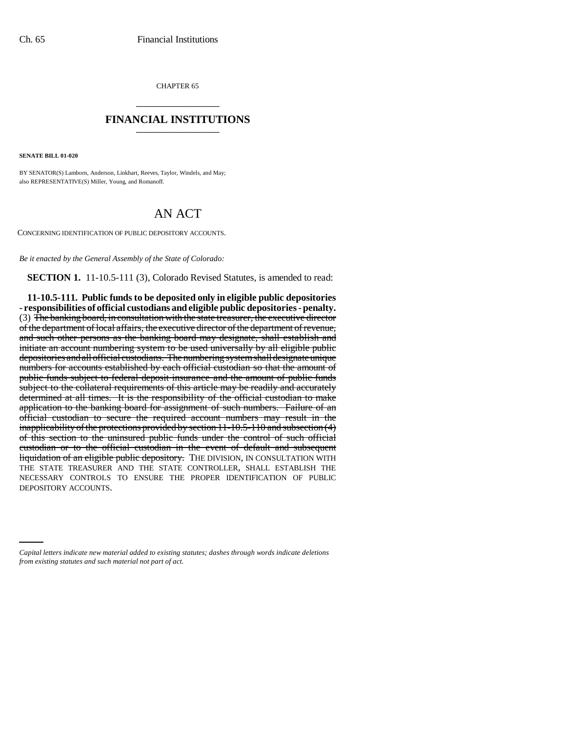CHAPTER 65

# FINANCIAL INSTITUTIONS

**SENATE BILL 01-020**

BY SENATOR(S) Lamborn, Anderson, Linkhart, Reeves, Taylor, Windels, and May;
also REPRESENTATIVE(S) Miller, Young, and Romanoff.

## AN ACT

CONCERNING IDENTIFICATION OF PUBLIC DEPOSITORY ACCOUNTS.

*Be it enacted by the General Assembly of the State of Colorado:*

**SECTION 1.** 11-10.5-111 (3), Colorado Revised Statutes, is amended to read:

**11-10.5-111. Public funds to be deposited only in eligible public depositories - responsibilities of official custodians and eligible public depositories - penalty.** (3) ~~The banking board, in consultation with the state treasurer, the executive director of the department of local affairs, the executive director of the department of revenue, and such other persons as the banking board may designate, shall establish and initiate an account numbering system to be used universally by all eligible public depositories and all official custodians. The numbering system shall designate unique numbers for accounts established by each official custodian so that the amount of public funds subject to federal deposit insurance and the amount of public funds subject to the collateral requirements of this article may be readily and accurately determined at all times. It is the responsibility of the official custodian to make application to the banking board for assignment of such numbers. Failure of an official custodian to secure the required account numbers may result in the inapplicability of the protections provided by section 11-10.5-110 and subsection (4) of this section to the uninsured public funds under the control of such official custodian or to the official custodian in the event of default and subsequent liquidation of an eligible public depository.~~ THE DIVISION, IN CONSULTATION WITH THE STATE TREASURER AND THE STATE CONTROLLER, SHALL ESTABLISH THE NECESSARY CONTROLS TO ENSURE THE PROPER IDENTIFICATION OF PUBLIC DEPOSITORY ACCOUNTS.

*Capital letters indicate new material added to existing statutes; dashes through words indicate deletions from existing statutes and such material not part of act.*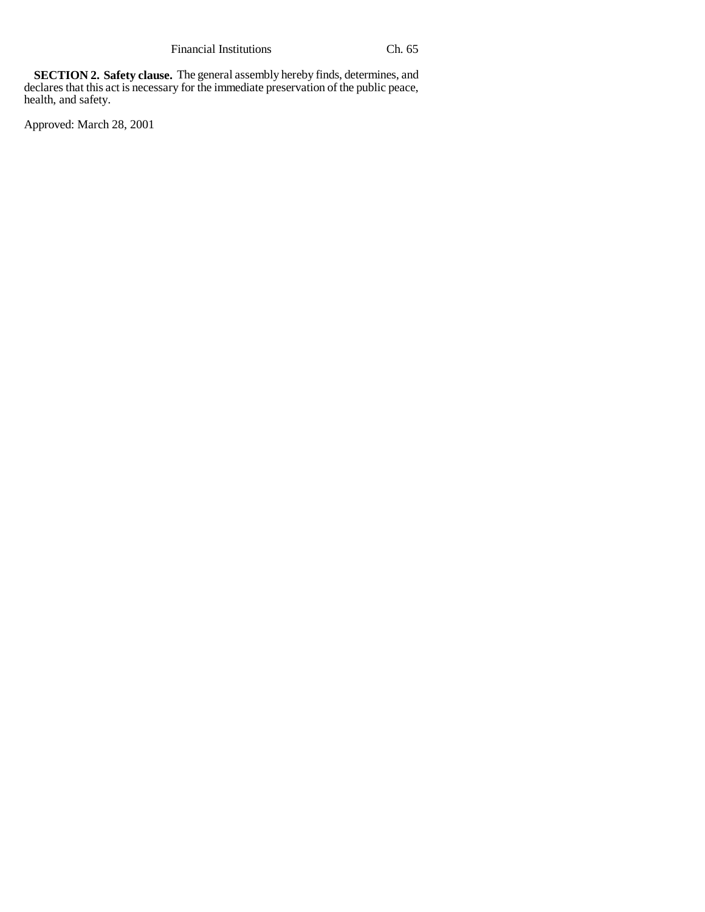**SECTION 2. Safety clause.** The general assembly hereby finds, determines, and declares that this act is necessary for the immediate preservation of the public peace, health, and safety.

Approved: March 28, 2001